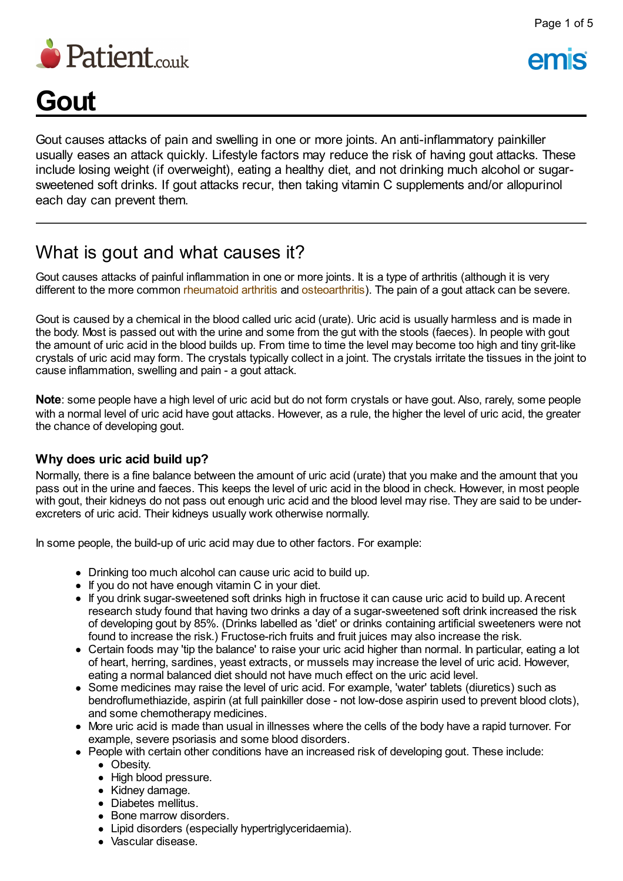# Gout

Gout causes attacks of pain and swelling in one or more joints. An anti-inflammatory painkiller usually eases an attack quickly. Lifestyle factors may reduce the risk of having gout attacks. These include losing weight (if overweight), eating a healthy diet, and not drinking much alcohol or sugar-sweetened soft drinks. If gout attacks recur, then taking vitamin C supplements and/or allopurinol each day can prevent them.

---

## What is gout and what causes it?

Gout causes attacks of painful inflammation in one or more joints. It is a type of arthritis (although it is very different to the more common rheumatoid arthritis and osteoarthritis). The pain of a gout attack can be severe.

Gout is caused by a chemical in the blood called uric acid (urate). Uric acid is usually harmless and is made in the body. Most is passed out with the urine and some from the gut with the stools (faeces). In people with gout the amount of uric acid in the blood builds up. From time to time the level may become too high and tiny grit-like crystals of uric acid may form. The crystals typically collect in a joint. The crystals irritate the tissues in the joint to cause inflammation, swelling and pain - a gout attack.

**Note**: some people have a high level of uric acid but do not form crystals or have gout. Also, rarely, some people with a normal level of uric acid have gout attacks. However, as a rule, the higher the level of uric acid, the greater the chance of developing gout.

### Why does uric acid build up?

Normally, there is a fine balance between the amount of uric acid (urate) that you make and the amount that you pass out in the urine and faeces. This keeps the level of uric acid in the blood in check. However, in most people with gout, their kidneys do not pass out enough uric acid and the blood level may rise. They are said to be under-excreters of uric acid. Their kidneys usually work otherwise normally.

In some people, the build-up of uric acid may due to other factors. For example:

- Drinking too much alcohol can cause uric acid to build up.
- If you do not have enough vitamin C in your diet.
- If you drink sugar-sweetened soft drinks high in fructose it can cause uric acid to build up. A recent research study found that having two drinks a day of a sugar-sweetened soft drink increased the risk of developing gout by 85%. (Drinks labelled as 'diet' or drinks containing artificial sweeteners were not found to increase the risk.) Fructose-rich fruits and fruit juices may also increase the risk.
- Certain foods may 'tip the balance' to raise your uric acid higher than normal. In particular, eating a lot of heart, herring, sardines, yeast extracts, or mussels may increase the level of uric acid. However, eating a normal balanced diet should not have much effect on the uric acid level.
- Some medicines may raise the level of uric acid. For example, 'water' tablets (diuretics) such as bendroflumethiazide, aspirin (at full painkiller dose - not low-dose aspirin used to prevent blood clots), and some chemotherapy medicines.
- More uric acid is made than usual in illnesses where the cells of the body have a rapid turnover. For example, severe psoriasis and some blood disorders.
- People with certain other conditions have an increased risk of developing gout. These include:
  - Obesity.
  - High blood pressure.
  - Kidney damage.
  - Diabetes mellitus.
  - Bone marrow disorders.
  - Lipid disorders (especially hypertriglyceridaemia).
  - Vascular disease.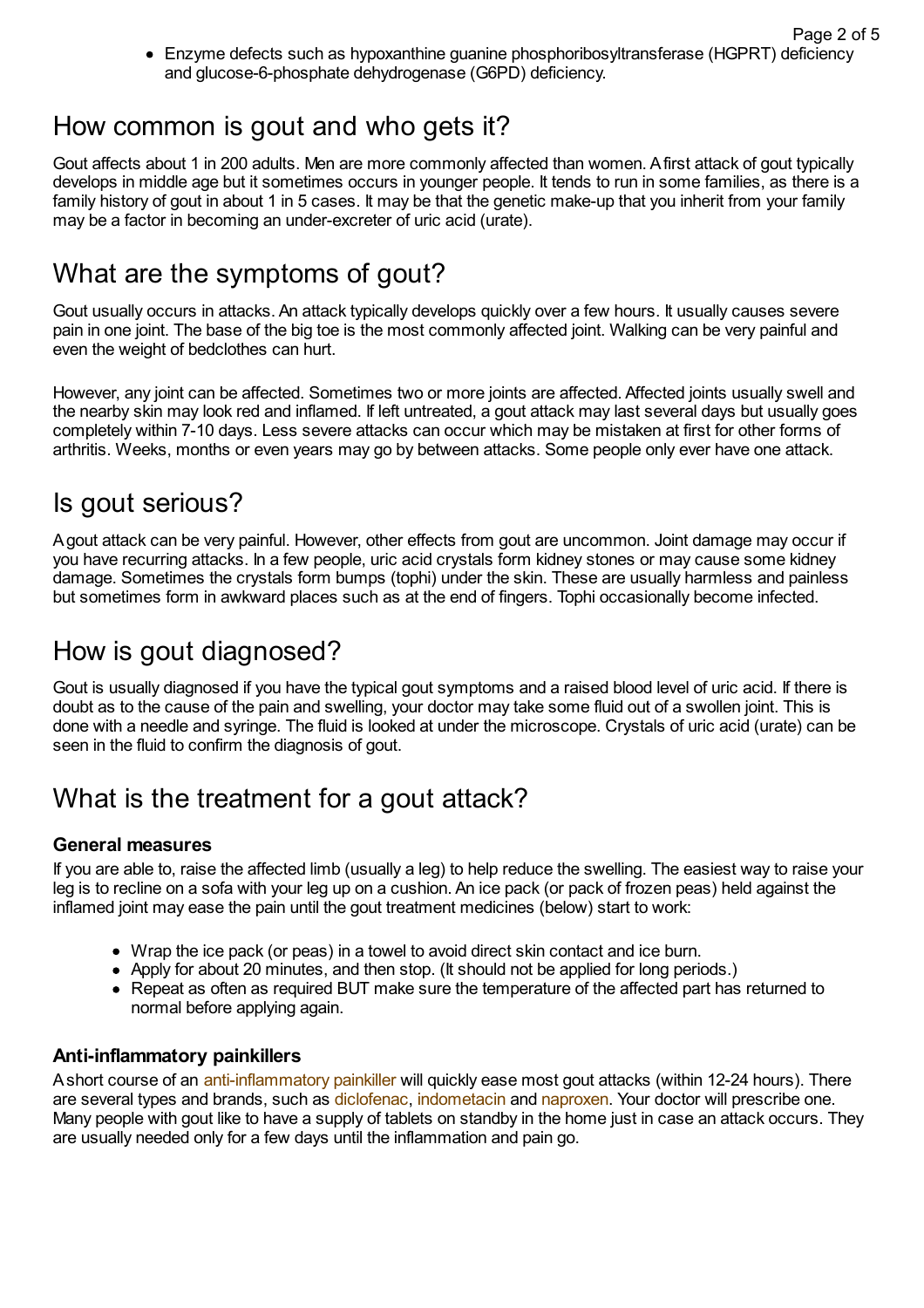- Enzyme defects such as hypoxanthine guanine phosphoribosyltransferase (HGPRT) deficiency and glucose-6-phosphate dehydrogenase (G6PD) deficiency.

## How common is gout and who gets it?

Gout affects about 1 in 200 adults. Men are more commonly affected than women. A first attack of gout typically develops in middle age but it sometimes occurs in younger people. It tends to run in some families, as there is a family history of gout in about 1 in 5 cases. It may be that the genetic make-up that you inherit from your family may be a factor in becoming an under-excreter of uric acid (urate).

## What are the symptoms of gout?

Gout usually occurs in attacks. An attack typically develops quickly over a few hours. It usually causes severe pain in one joint. The base of the big toe is the most commonly affected joint. Walking can be very painful and even the weight of bedclothes can hurt.

However, any joint can be affected. Sometimes two or more joints are affected. Affected joints usually swell and the nearby skin may look red and inflamed. If left untreated, a gout attack may last several days but usually goes completely within 7-10 days. Less severe attacks can occur which may be mistaken at first for other forms of arthritis. Weeks, months or even years may go by between attacks. Some people only ever have one attack.

## Is gout serious?

A gout attack can be very painful. However, other effects from gout are uncommon. Joint damage may occur if you have recurring attacks. In a few people, uric acid crystals form kidney stones or may cause some kidney damage. Sometimes the crystals form bumps (tophi) under the skin. These are usually harmless and painless but sometimes form in awkward places such as at the end of fingers. Tophi occasionally become infected.

## How is gout diagnosed?

Gout is usually diagnosed if you have the typical gout symptoms and a raised blood level of uric acid. If there is doubt as to the cause of the pain and swelling, your doctor may take some fluid out of a swollen joint. This is done with a needle and syringe. The fluid is looked at under the microscope. Crystals of uric acid (urate) can be seen in the fluid to confirm the diagnosis of gout.

## What is the treatment for a gout attack?

### General measures

If you are able to, raise the affected limb (usually a leg) to help reduce the swelling. The easiest way to raise your leg is to recline on a sofa with your leg up on a cushion. An ice pack (or pack of frozen peas) held against the inflamed joint may ease the pain until the gout treatment medicines (below) start to work:

- Wrap the ice pack (or peas) in a towel to avoid direct skin contact and ice burn.
- Apply for about 20 minutes, and then stop. (It should not be applied for long periods.)
- Repeat as often as required BUT make sure the temperature of the affected part has returned to normal before applying again.

### Anti-inflammatory painkillers

A short course of an anti-inflammatory painkiller will quickly ease most gout attacks (within 12-24 hours). There are several types and brands, such as diclofenac, indometacin and naproxen. Your doctor will prescribe one. Many people with gout like to have a supply of tablets on standby in the home just in case an attack occurs. They are usually needed only for a few days until the inflammation and pain go.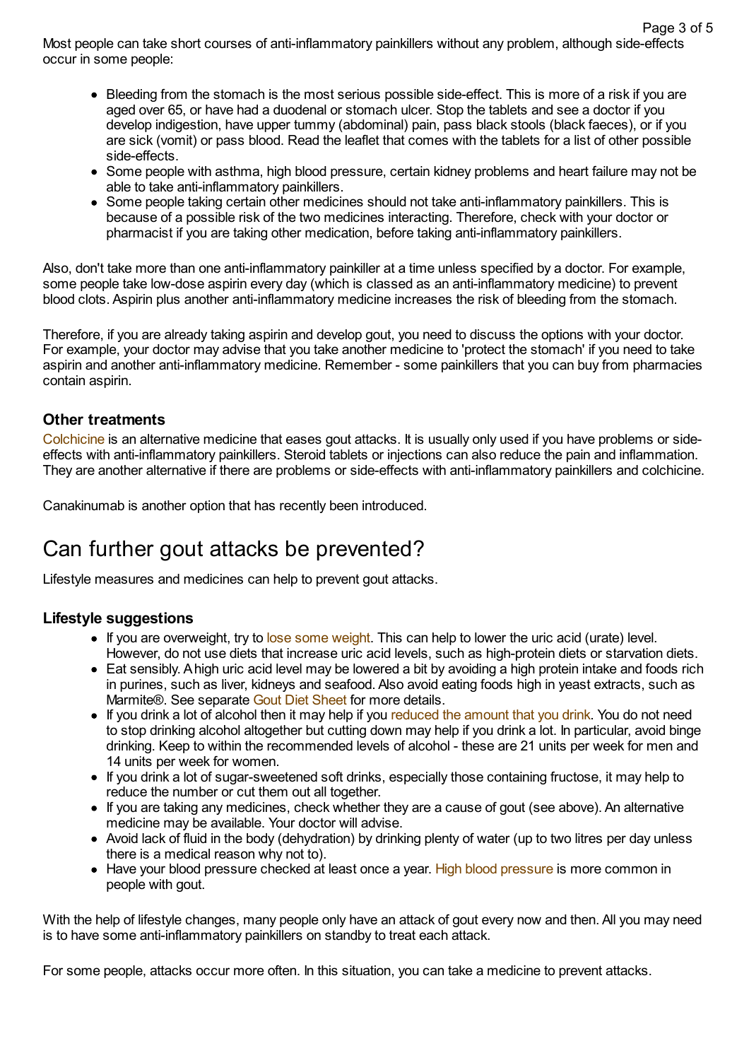Most people can take short courses of anti-inflammatory painkillers without any problem, although side-effects occur in some people:

- Bleeding from the stomach is the most serious possible side-effect. This is more of a risk if you are aged over 65, or have had a duodenal or stomach ulcer. Stop the tablets and see a doctor if you develop indigestion, have upper tummy (abdominal) pain, pass black stools (black faeces), or if you are sick (vomit) or pass blood. Read the leaflet that comes with the tablets for a list of other possible side-effects.
- Some people with asthma, high blood pressure, certain kidney problems and heart failure may not be able to take anti-inflammatory painkillers.
- Some people taking certain other medicines should not take anti-inflammatory painkillers. This is because of a possible risk of the two medicines interacting. Therefore, check with your doctor or pharmacist if you are taking other medication, before taking anti-inflammatory painkillers.

Also, don't take more than one anti-inflammatory painkiller at a time unless specified by a doctor. For example, some people take low-dose aspirin every day (which is classed as an anti-inflammatory medicine) to prevent blood clots. Aspirin plus another anti-inflammatory medicine increases the risk of bleeding from the stomach.

Therefore, if you are already taking aspirin and develop gout, you need to discuss the options with your doctor. For example, your doctor may advise that you take another medicine to 'protect the stomach' if you need to take aspirin and another anti-inflammatory medicine. Remember - some painkillers that you can buy from pharmacies contain aspirin.

### Other treatments

Colchicine is an alternative medicine that eases gout attacks. It is usually only used if you have problems or side-effects with anti-inflammatory painkillers. Steroid tablets or injections can also reduce the pain and inflammation. They are another alternative if there are problems or side-effects with anti-inflammatory painkillers and colchicine.

Canakinumab is another option that has recently been introduced.

## Can further gout attacks be prevented?

Lifestyle measures and medicines can help to prevent gout attacks.

### Lifestyle suggestions

- If you are overweight, try to lose some weight. This can help to lower the uric acid (urate) level. However, do not use diets that increase uric acid levels, such as high-protein diets or starvation diets.
- Eat sensibly. A high uric acid level may be lowered a bit by avoiding a high protein intake and foods rich in purines, such as liver, kidneys and seafood. Also avoid eating foods high in yeast extracts, such as Marmite®. See separate Gout Diet Sheet for more details.
- If you drink a lot of alcohol then it may help if you reduced the amount that you drink. You do not need to stop drinking alcohol altogether but cutting down may help if you drink a lot. In particular, avoid binge drinking. Keep to within the recommended levels of alcohol - these are 21 units per week for men and 14 units per week for women.
- If you drink a lot of sugar-sweetened soft drinks, especially those containing fructose, it may help to reduce the number or cut them out all together.
- If you are taking any medicines, check whether they are a cause of gout (see above). An alternative medicine may be available. Your doctor will advise.
- Avoid lack of fluid in the body (dehydration) by drinking plenty of water (up to two litres per day unless there is a medical reason why not to).
- Have your blood pressure checked at least once a year. High blood pressure is more common in people with gout.

With the help of lifestyle changes, many people only have an attack of gout every now and then. All you may need is to have some anti-inflammatory painkillers on standby to treat each attack.

For some people, attacks occur more often. In this situation, you can take a medicine to prevent attacks.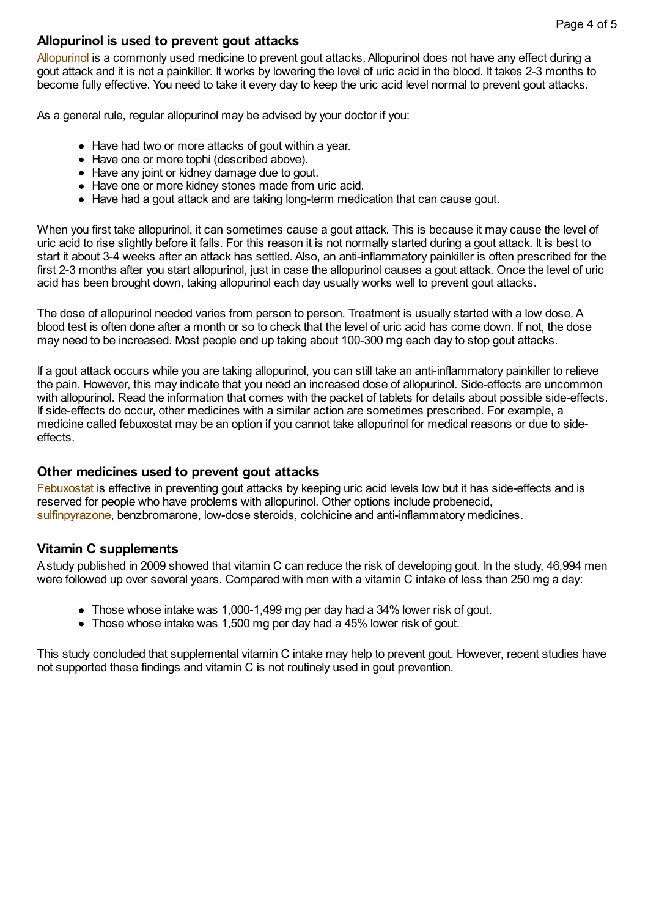## Allopurinol is used to prevent gout attacks

Allopurinol is a commonly used medicine to prevent gout attacks. Allopurinol does not have any effect during a gout attack and it is not a painkiller. It works by lowering the level of uric acid in the blood. It takes 2-3 months to become fully effective. You need to take it every day to keep the uric acid level normal to prevent gout attacks.

As a general rule, regular allopurinol may be advised by your doctor if you:

- Have had two or more attacks of gout within a year.
- Have one or more tophi (described above).
- Have any joint or kidney damage due to gout.
- Have one or more kidney stones made from uric acid.
- Have had a gout attack and are taking long-term medication that can cause gout.

When you first take allopurinol, it can sometimes cause a gout attack. This is because it may cause the level of uric acid to rise slightly before it falls. For this reason it is not normally started during a gout attack. It is best to start it about 3-4 weeks after an attack has settled. Also, an anti-inflammatory painkiller is often prescribed for the first 2-3 months after you start allopurinol, just in case the allopurinol causes a gout attack. Once the level of uric acid has been brought down, taking allopurinol each day usually works well to prevent gout attacks.

The dose of allopurinol needed varies from person to person. Treatment is usually started with a low dose. A blood test is often done after a month or so to check that the level of uric acid has come down. If not, the dose may need to be increased. Most people end up taking about 100-300 mg each day to stop gout attacks.

If a gout attack occurs while you are taking allopurinol, you can still take an anti-inflammatory painkiller to relieve the pain. However, this may indicate that you need an increased dose of allopurinol. Side-effects are uncommon with allopurinol. Read the information that comes with the packet of tablets for details about possible side-effects. If side-effects do occur, other medicines with a similar action are sometimes prescribed. For example, a medicine called febuxostat may be an option if you cannot take allopurinol for medical reasons or due to side-effects.

## Other medicines used to prevent gout attacks

Febuxostat is effective in preventing gout attacks by keeping uric acid levels low but it has side-effects and is reserved for people who have problems with allopurinol. Other options include probenecid, sulfinpyrazone, benzbromarone, low-dose steroids, colchicine and anti-inflammatory medicines.

## Vitamin C supplements

A study published in 2009 showed that vitamin C can reduce the risk of developing gout. In the study, 46,994 men were followed up over several years. Compared with men with a vitamin C intake of less than 250 mg a day:

- Those whose intake was 1,000-1,499 mg per day had a 34% lower risk of gout.
- Those whose intake was 1,500 mg per day had a 45% lower risk of gout.

This study concluded that supplemental vitamin C intake may help to prevent gout. However, recent studies have not supported these findings and vitamin C is not routinely used in gout prevention.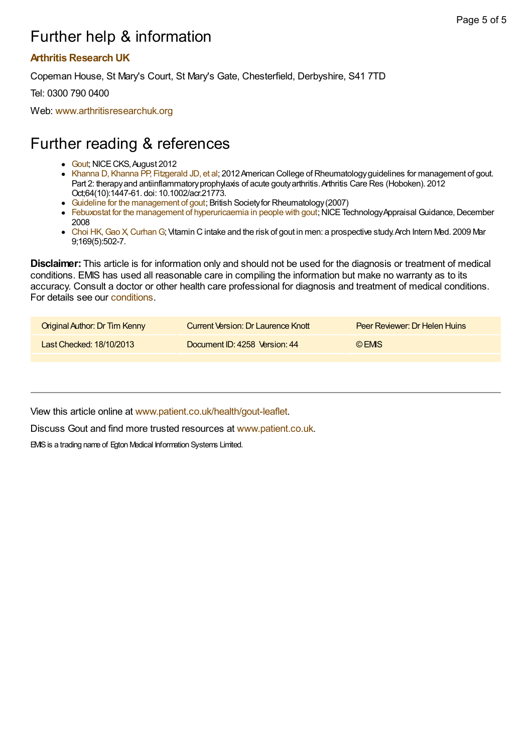## Further help & information

**Arthritis Research UK**

Copeman House, St Mary's Court, St Mary's Gate, Chesterfield, Derbyshire, S41 7TD

Tel: 0300 790 0400

Web: www.arthritisresearchuk.org

## Further reading & references

- Gout; NICE CKS, August 2012
- Khanna D, Khanna PP, Fitzgerald JD, et al; 2012 American College of Rheumatology guidelines for management of gout. Part 2: therapy and antiinflammatory prophylaxis of acute gouty arthritis. Arthritis Care Res (Hoboken). 2012 Oct;64(10):1447-61. doi: 10.1002/acr.21773.
- Guideline for the management of gout; British Society for Rheumatology (2007)
- Febuxostat for the management of hyperuricaemia in people with gout; NICE Technology Appraisal Guidance, December 2008
- Choi HK, Gao X, Curhan G; Vitamin C intake and the risk of gout in men: a prospective study. Arch Intern Med. 2009 Mar 9;169(5):502-7.

**Disclaimer:** This article is for information only and should not be used for the diagnosis or treatment of medical conditions. EMIS has used all reasonable care in compiling the information but make no warranty as to its accuracy. Consult a doctor or other health care professional for diagnosis and treatment of medical conditions. For details see our conditions.

| | | |
|---|---|---|
| Original Author: Dr Tim Kenny | Current Version: Dr Laurence Knott | Peer Reviewer: Dr Helen Huins |
| Last Checked: 18/10/2013 | Document ID: 4258 Version: 44 | © EMIS |

---

View this article online at www.patient.co.uk/health/gout-leaflet.

Discuss Gout and find more trusted resources at www.patient.co.uk.

EMIS is a trading name of Egton Medical Information Systems Limited.